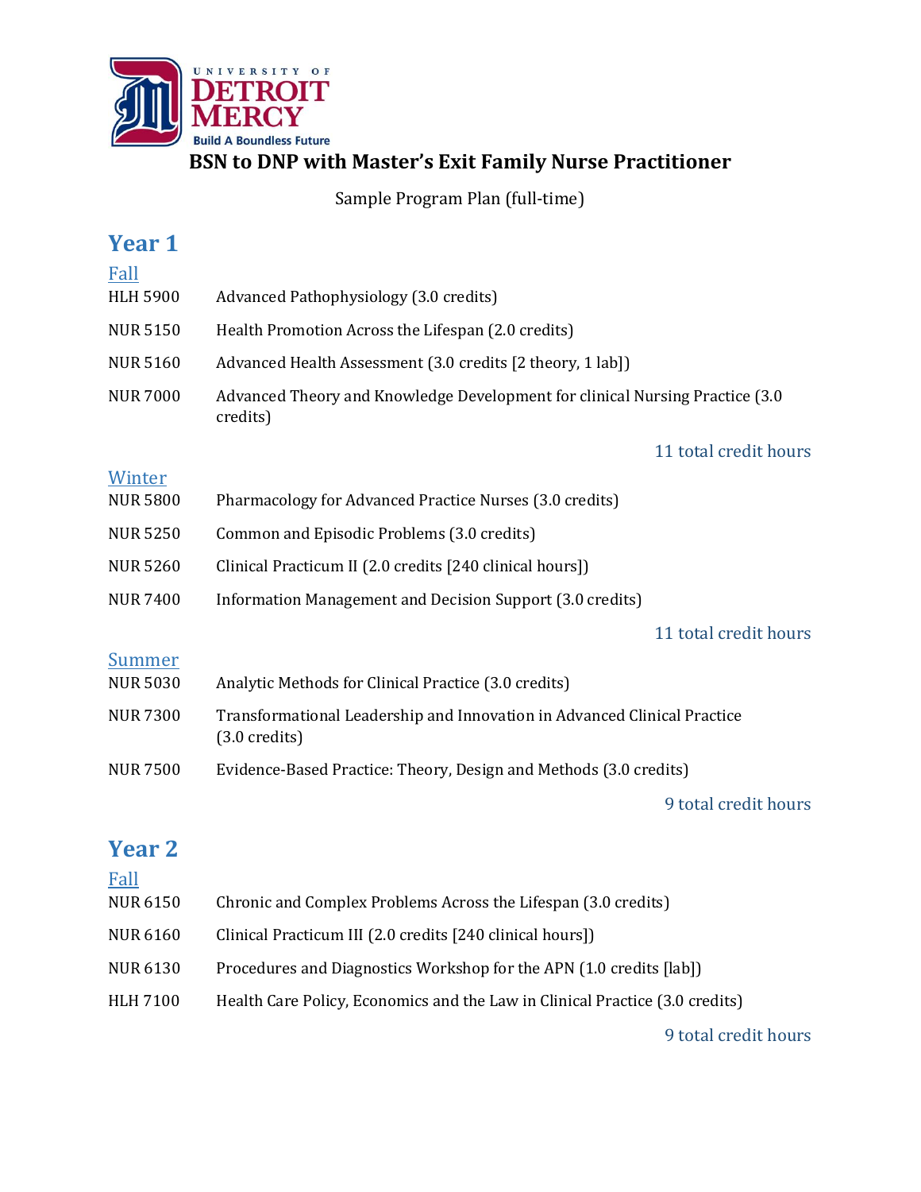UNIVERSITY OF **DETROIT MERCY**

Build A Boundless Future

# BSN to DNP with Master's Exit Family Nurse Practitioner

Sample Program Plan (full-time)

## Year 1

### Fall

| | |
|---|---|
| HLH 5900 | Advanced Pathophysiology (3.0 credits) |
| NUR 5150 | Health Promotion Across the Lifespan (2.0 credits) |
| NUR 5160 | Advanced Health Assessment (3.0 credits [2 theory, 1 lab]) |
| NUR 7000 | Advanced Theory and Knowledge Development for clinical Nursing Practice (3.0 credits) |

11 total credit hours

### Winter

| | |
|---|---|
| NUR 5800 | Pharmacology for Advanced Practice Nurses (3.0 credits) |
| NUR 5250 | Common and Episodic Problems (3.0 credits) |
| NUR 5260 | Clinical Practicum II (2.0 credits [240 clinical hours]) |
| NUR 7400 | Information Management and Decision Support (3.0 credits) |

11 total credit hours

### Summer

| | |
|---|---|
| NUR 5030 | Analytic Methods for Clinical Practice (3.0 credits) |
| NUR 7300 | Transformational Leadership and Innovation in Advanced Clinical Practice (3.0 credits) |
| NUR 7500 | Evidence-Based Practice: Theory, Design and Methods (3.0 credits) |

9 total credit hours

## Year 2

### Fall

| | |
|---|---|
| NUR 6150 | Chronic and Complex Problems Across the Lifespan (3.0 credits) |
| NUR 6160 | Clinical Practicum III (2.0 credits [240 clinical hours]) |
| NUR 6130 | Procedures and Diagnostics Workshop for the APN (1.0 credits [lab]) |
| HLH 7100 | Health Care Policy, Economics and the Law in Clinical Practice (3.0 credits) |

9 total credit hours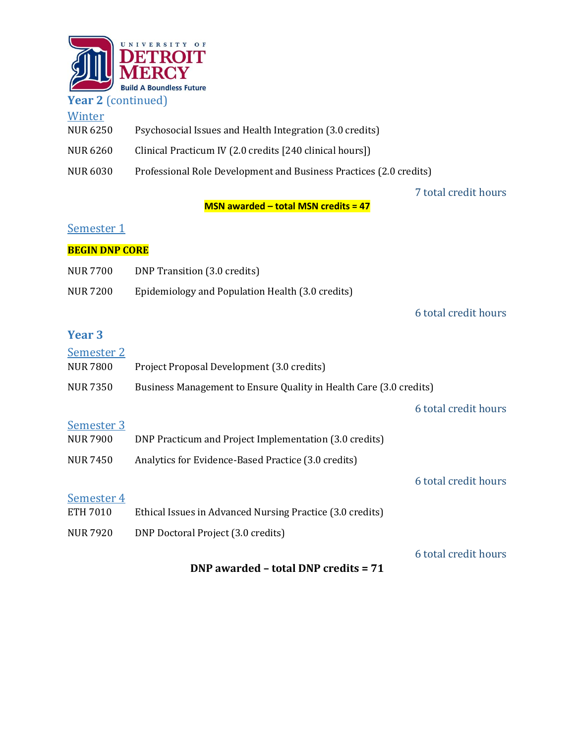## Year 2 (continued)

### Winter

NUR 6250 Psychosocial Issues and Health Integration (3.0 credits)

NUR 6260 Clinical Practicum IV (2.0 credits [240 clinical hours])

NUR 6030 Professional Role Development and Business Practices (2.0 credits)

7 total credit hours

**MSN awarded – total MSN credits = 47**

### Semester 1

**BEGIN DNP CORE**

NUR 7700 DNP Transition (3.0 credits)

NUR 7200 Epidemiology and Population Health (3.0 credits)

6 total credit hours

## Year 3

### Semester 2

NUR 7800 Project Proposal Development (3.0 credits)

NUR 7350 Business Management to Ensure Quality in Health Care (3.0 credits)

6 total credit hours

### Semester 3

NUR 7900 DNP Practicum and Project Implementation (3.0 credits)

NUR 7450 Analytics for Evidence-Based Practice (3.0 credits)

6 total credit hours

### Semester 4

ETH 7010 Ethical Issues in Advanced Nursing Practice (3.0 credits)

NUR 7920 DNP Doctoral Project (3.0 credits)

6 total credit hours

**DNP awarded – total DNP credits = 71**